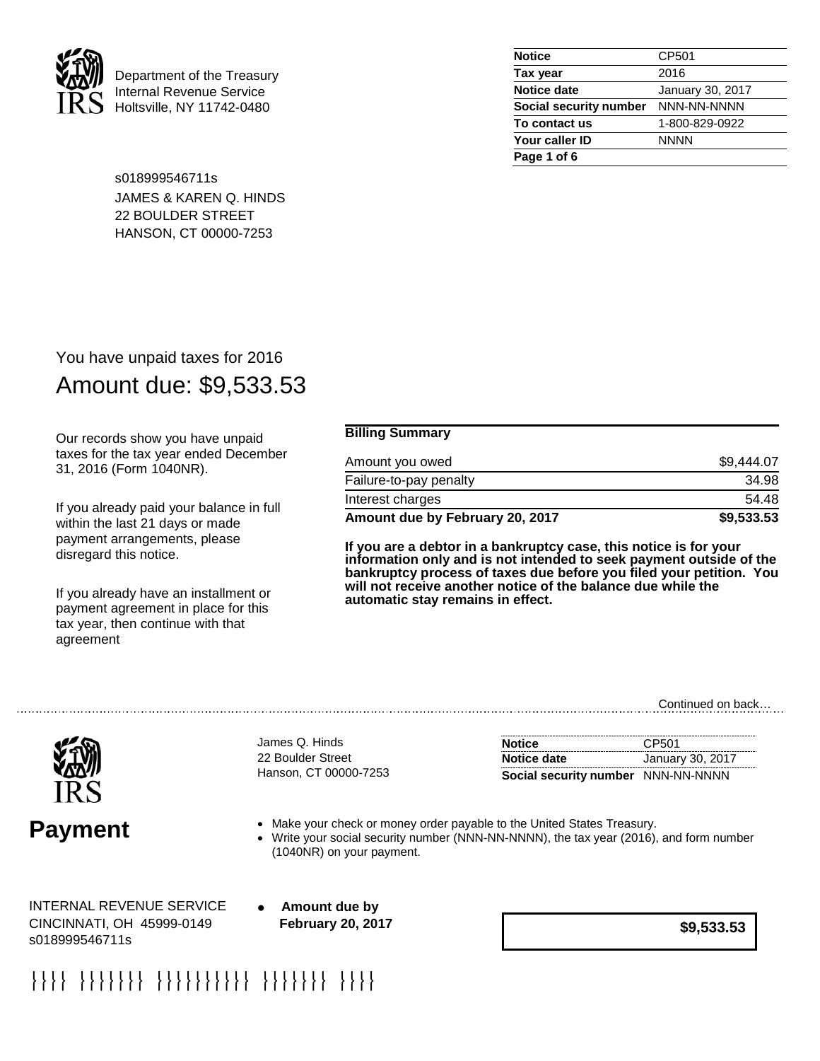Department of the Treasury
Internal Revenue Service
Holtsville, NY 11742-0480

| Notice | CP501 |
| --- | --- |
| Tax year | 2016 |
| Notice date | January 30, 2017 |
| Social security number | NNN-NN-NNNN |
| To contact us | 1-800-829-0922 |
| Your caller ID | NNNN |

s018999546711s
JAMES & KAREN Q. HINDS
22 BOULDER STREET
HANSON, CT 00000-7253

## You have unpaid taxes for 2016

# Amount due: $9,533.53

Our records show you have unpaid taxes for the tax year ended December 31, 2016 (Form 1040NR).

If you already paid your balance in full within the last 21 days or made payment arrangements, please disregard this notice.

If you already have an installment or payment agreement in place for this tax year, then continue with that agreement

**Billing Summary**

| | |
| --- | --- |
| Amount you owed | $9,444.07 |
| Failure-to-pay penalty | 34.98 |
| Interest charges | 54.48 |
| **Amount due by February 20, 2017** | **$9,533.53** |

**If you are a debtor in a bankruptcy case, this notice is for your information only and is not intended to seek payment outside of the bankruptcy process of taxes due before you filed your petition. You will not receive another notice of the balance due while the automatic stay remains in effect.**

Continued on back…

---

James Q. Hinds
22 Boulder Street
Hanson, CT 00000-7253

| Notice | CP501 |
| --- | --- |
| Notice date | January 30, 2017 |
| Social security number | NNN-NN-NNNN |

## Payment

- Make your check or money order payable to the United States Treasury.
- Write your social security number (NNN-NN-NNNN), the tax year (2016), and form number (1040NR) on your payment.

INTERNAL REVENUE SERVICE
CINCINNATI, OH 45999-0149
s018999546711s

- **Amount due by February 20, 2017**

**$9,533.53**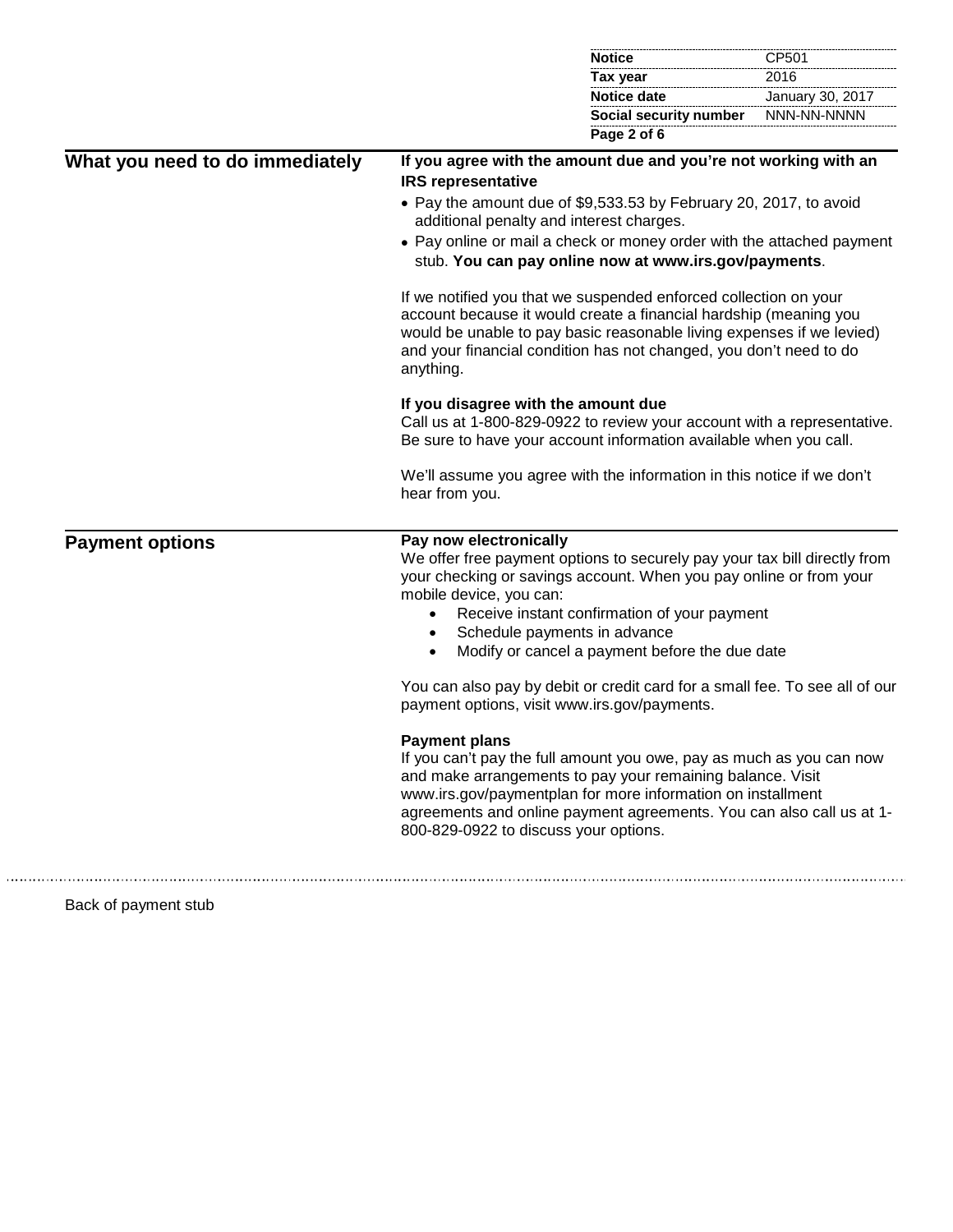| | |
|---|---|
| **Notice** | CP501 |
| **Tax year** | 2016 |
| **Notice date** | January 30, 2017 |
| **Social security number** | NNN-NN-NNNN |

## What you need to do immediately

**If you agree with the amount due and you're not working with an IRS representative**

- Pay the amount due of $9,533.53 by February 20, 2017, to avoid additional penalty and interest charges.
- Pay online or mail a check or money order with the attached payment stub. **You can pay online now at www.irs.gov/payments**.

If we notified you that we suspended enforced collection on your account because it would create a financial hardship (meaning you would be unable to pay basic reasonable living expenses if we levied) and your financial condition has not changed, you don't need to do anything.

**If you disagree with the amount due**

Call us at 1-800-829-0922 to review your account with a representative. Be sure to have your account information available when you call.

We'll assume you agree with the information in this notice if we don't hear from you.

## Payment options

**Pay now electronically**

We offer free payment options to securely pay your tax bill directly from your checking or savings account. When you pay online or from your mobile device, you can:

- Receive instant confirmation of your payment
- Schedule payments in advance
- Modify or cancel a payment before the due date

You can also pay by debit or credit card for a small fee. To see all of our payment options, visit www.irs.gov/payments.

**Payment plans**

If you can't pay the full amount you owe, pay as much as you can now and make arrangements to pay your remaining balance. Visit www.irs.gov/paymentplan for more information on installment agreements and online payment agreements. You can also call us at 1-800-829-0922 to discuss your options.

Back of payment stub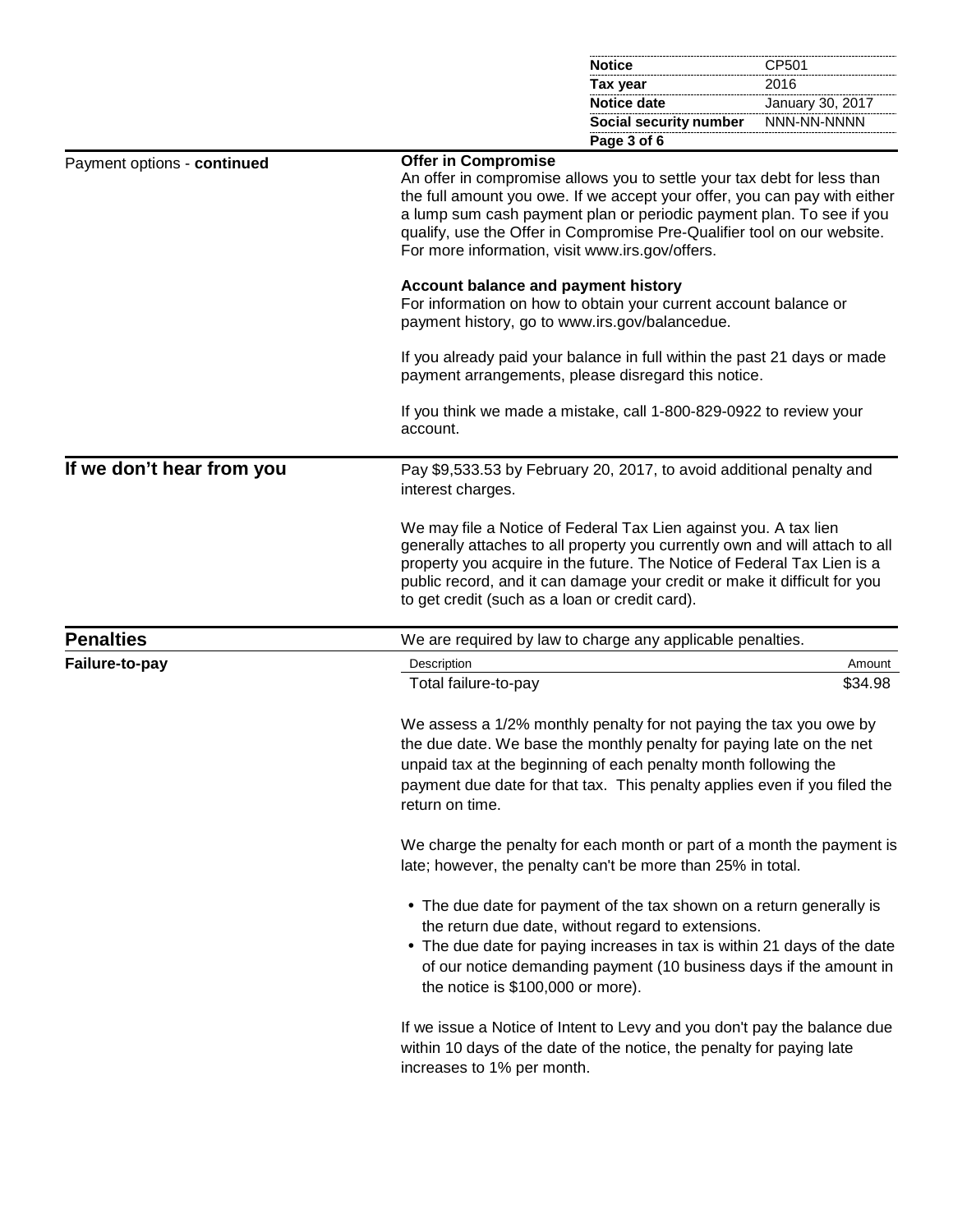## Payment options - **continued**

**Offer in Compromise**
An offer in compromise allows you to settle your tax debt for less than the full amount you owe. If we accept your offer, you can pay with either a lump sum cash payment plan or periodic payment plan. To see if you qualify, use the Offer in Compromise Pre-Qualifier tool on our website. For more information, visit www.irs.gov/offers.

**Account balance and payment history**
For information on how to obtain your current account balance or payment history, go to www.irs.gov/balancedue.

If you already paid your balance in full within the past 21 days or made payment arrangements, please disregard this notice.

If you think we made a mistake, call 1-800-829-0922 to review your account.

## If we don't hear from you

Pay $9,533.53 by February 20, 2017, to avoid additional penalty and interest charges.

We may file a Notice of Federal Tax Lien against you. A tax lien generally attaches to all property you currently own and will attach to all property you acquire in the future. The Notice of Federal Tax Lien is a public record, and it can damage your credit or make it difficult for you to get credit (such as a loan or credit card).

## Penalties

We are required by law to charge any applicable penalties.

### Failure-to-pay

| Description | Amount |
|---|---|
| Total failure-to-pay | $34.98 |

We assess a 1/2% monthly penalty for not paying the tax you owe by the due date. We base the monthly penalty for paying late on the net unpaid tax at the beginning of each penalty month following the payment due date for that tax. This penalty applies even if you filed the return on time.

We charge the penalty for each month or part of a month the payment is late; however, the penalty can't be more than 25% in total.

- The due date for payment of the tax shown on a return generally is the return due date, without regard to extensions.
- The due date for paying increases in tax is within 21 days of the date of our notice demanding payment (10 business days if the amount in the notice is $100,000 or more).

If we issue a Notice of Intent to Levy and you don't pay the balance due within 10 days of the date of the notice, the penalty for paying late increases to 1% per month.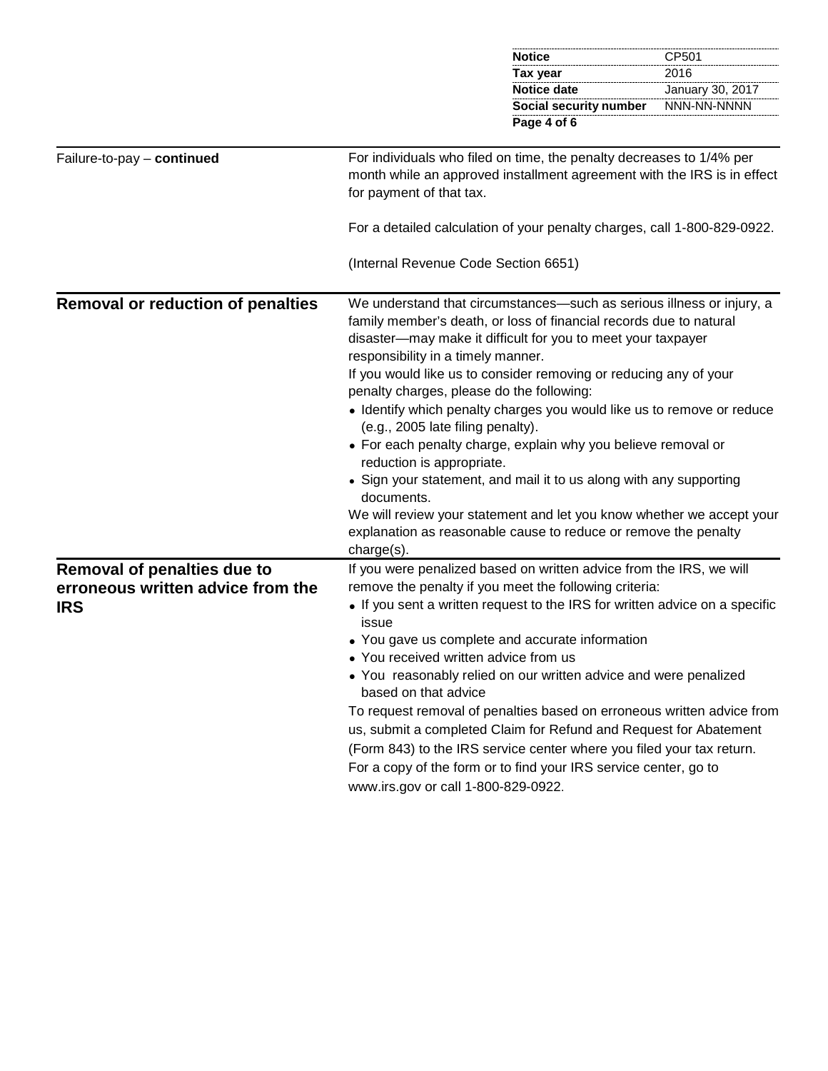**Failure-to-pay – continued**

For individuals who filed on time, the penalty decreases to 1/4% per month while an approved installment agreement with the IRS is in effect for payment of that tax.

For a detailed calculation of your penalty charges, call 1-800-829-0922.

(Internal Revenue Code Section 6651)

## Removal or reduction of penalties

We understand that circumstances—such as serious illness or injury, a family member's death, or loss of financial records due to natural disaster—may make it difficult for you to meet your taxpayer responsibility in a timely manner.

If you would like us to consider removing or reducing any of your penalty charges, please do the following:

- Identify which penalty charges you would like us to remove or reduce (e.g., 2005 late filing penalty).
- For each penalty charge, explain why you believe removal or reduction is appropriate.
- Sign your statement, and mail it to us along with any supporting documents.

We will review your statement and let you know whether we accept your explanation as reasonable cause to reduce or remove the penalty charge(s).

## Removal of penalties due to erroneous written advice from the IRS

If you were penalized based on written advice from the IRS, we will remove the penalty if you meet the following criteria:

- If you sent a written request to the IRS for written advice on a specific issue
- You gave us complete and accurate information
- You received written advice from us
- You reasonably relied on our written advice and were penalized based on that advice

To request removal of penalties based on erroneous written advice from us, submit a completed Claim for Refund and Request for Abatement (Form 843) to the IRS service center where you filed your tax return. For a copy of the form or to find your IRS service center, go to www.irs.gov or call 1-800-829-0922.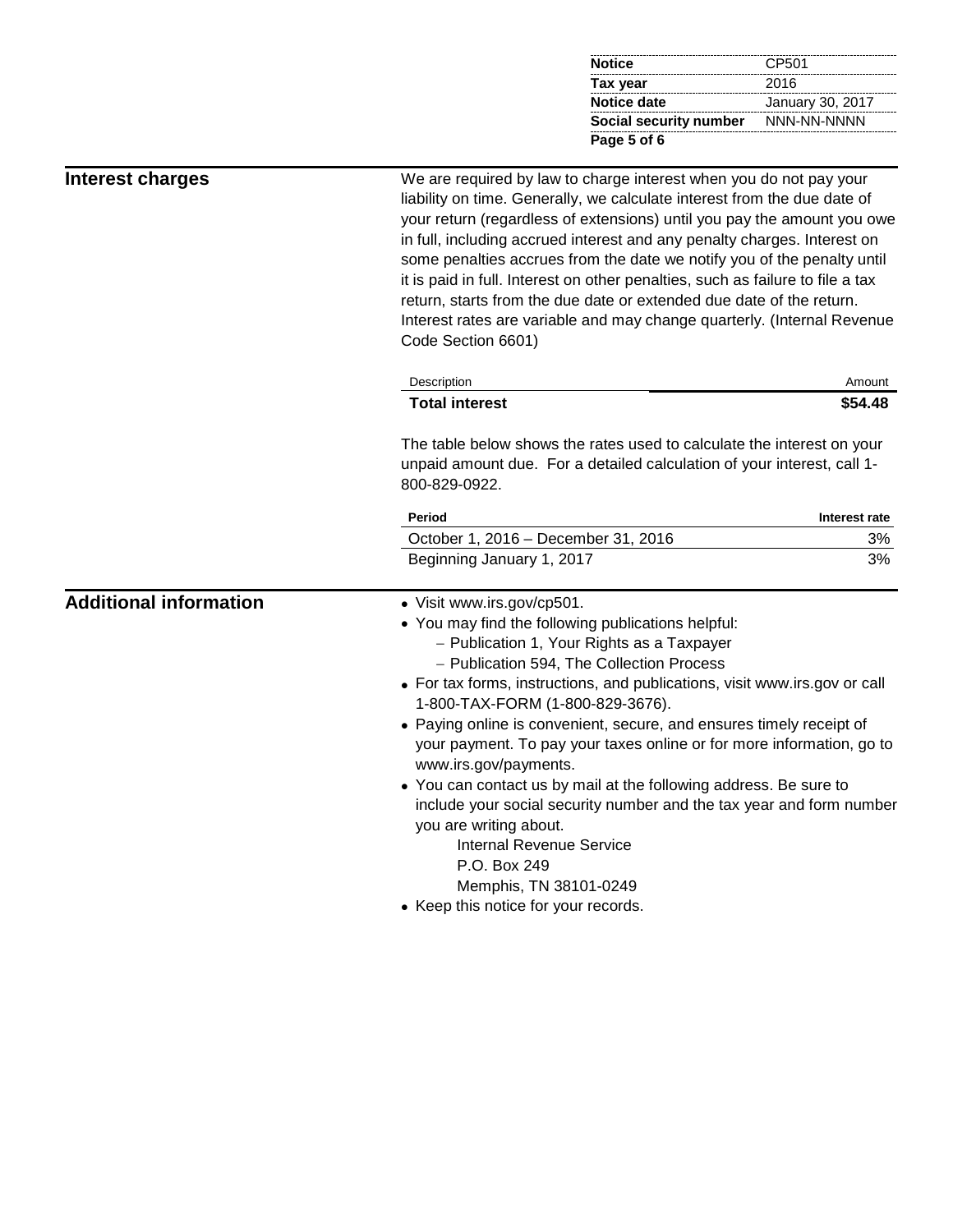| | |
|---|---|
| **Notice** | CP501 |
| **Tax year** | 2016 |
| **Notice date** | January 30, 2017 |
| **Social security number** | NNN-NN-NNNN |

## Interest charges

We are required by law to charge interest when you do not pay your liability on time. Generally, we calculate interest from the due date of your return (regardless of extensions) until you pay the amount you owe in full, including accrued interest and any penalty charges. Interest on some penalties accrues from the date we notify you of the penalty until it is paid in full. Interest on other penalties, such as failure to file a tax return, starts from the due date or extended due date of the return. Interest rates are variable and may change quarterly. (Internal Revenue Code Section 6601)

| Description | Amount |
|---|---:|
| **Total interest** | **$54.48** |

The table below shows the rates used to calculate the interest on your unpaid amount due. For a detailed calculation of your interest, call 1-800-829-0922.

| Period | Interest rate |
|---|---:|
| October 1, 2016 – December 31, 2016 | 3% |
| Beginning January 1, 2017 | 3% |

## Additional information

- Visit www.irs.gov/cp501.
- You may find the following publications helpful:
  - Publication 1, Your Rights as a Taxpayer
  - Publication 594, The Collection Process
- For tax forms, instructions, and publications, visit www.irs.gov or call 1-800-TAX-FORM (1-800-829-3676).
- Paying online is convenient, secure, and ensures timely receipt of your payment. To pay your taxes online or for more information, go to www.irs.gov/payments.
- You can contact us by mail at the following address. Be sure to include your social security number and the tax year and form number you are writing about.

  Internal Revenue Service
  P.O. Box 249
  Memphis, TN 38101-0249
- Keep this notice for your records.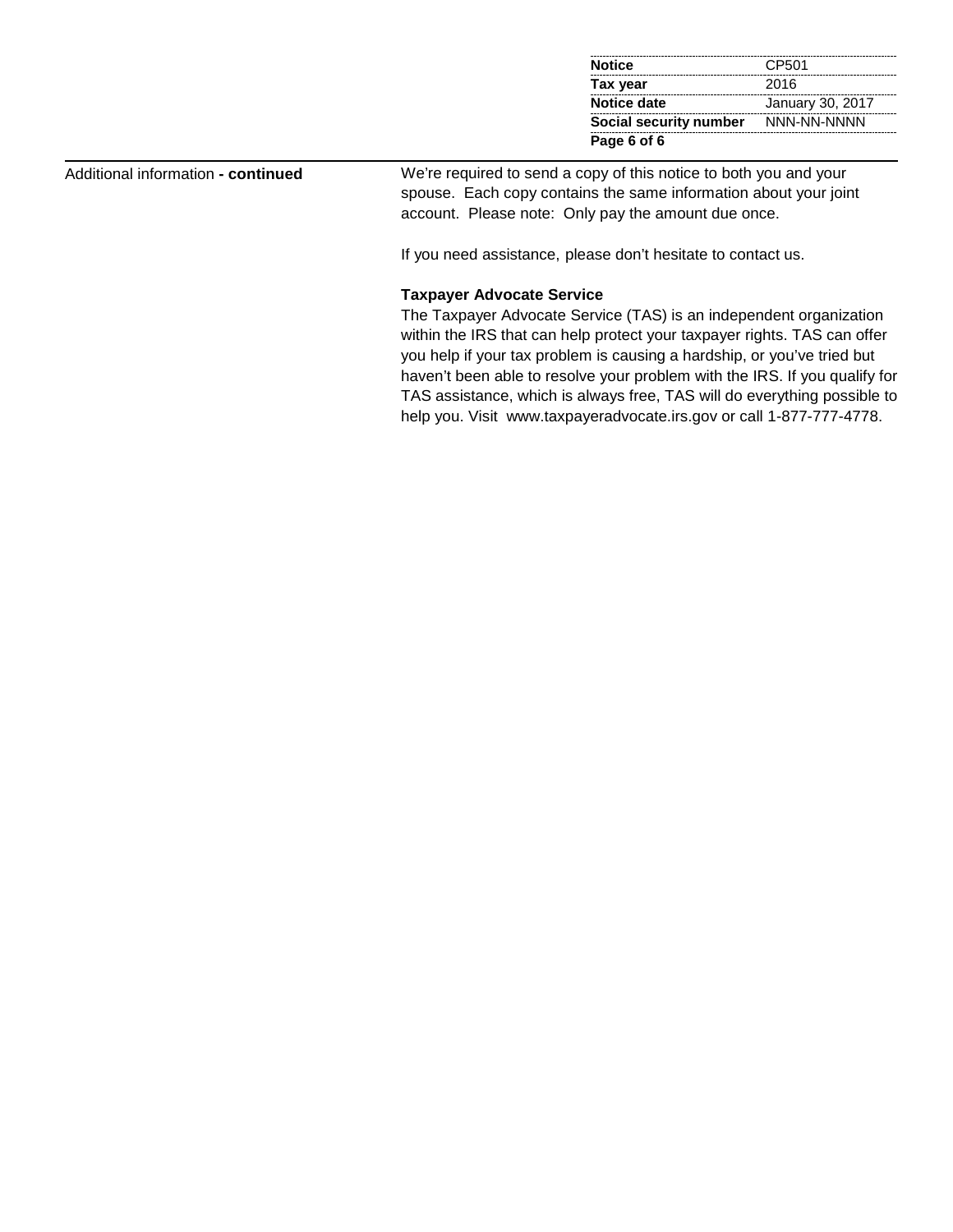| | |
|---|---|
| **Notice** | CP501 |
| **Tax year** | 2016 |
| **Notice date** | January 30, 2017 |
| **Social security number** | NNN-NN-NNNN |

Additional information **- continued**

We're required to send a copy of this notice to both you and your spouse. Each copy contains the same information about your joint account. Please note: Only pay the amount due once.

If you need assistance, please don't hesitate to contact us.

**Taxpayer Advocate Service**

The Taxpayer Advocate Service (TAS) is an independent organization within the IRS that can help protect your taxpayer rights. TAS can offer you help if your tax problem is causing a hardship, or you've tried but haven't been able to resolve your problem with the IRS. If you qualify for TAS assistance, which is always free, TAS will do everything possible to help you. Visit www.taxpayeradvocate.irs.gov or call 1-877-777-4778.